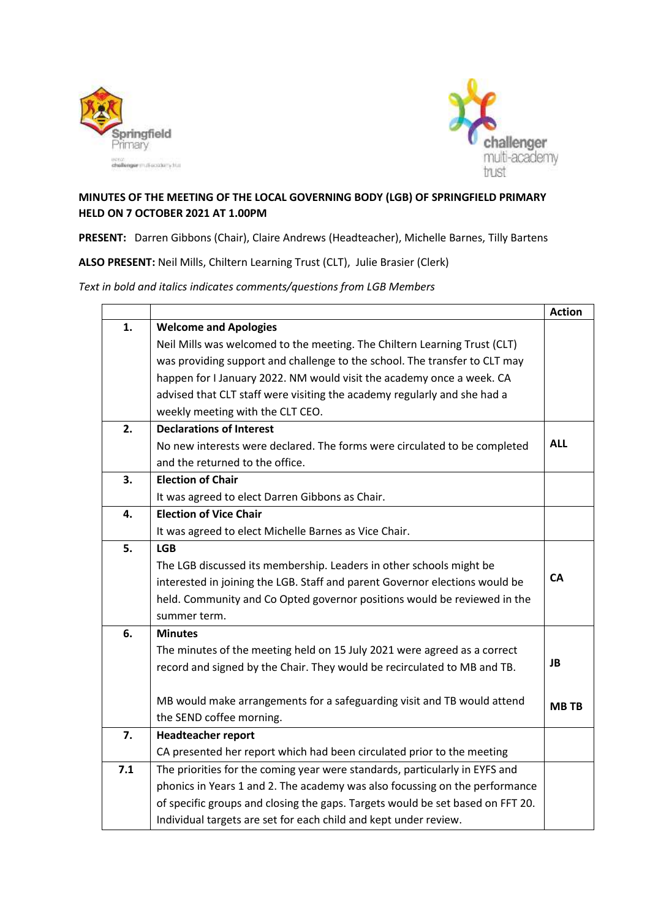**MINUTES OF THE MEETING OF THE LOCAL GOVERNING BODY (LGB) OF SPRINGFIELD PRIMARY HELD ON 7 OCTOBER 2021 AT 1.00PM**

**PRESENT:** Darren Gibbons (Chair), Claire Andrews (Headteacher), Michelle Barnes, Tilly Bartens

**ALSO PRESENT:** Neil Mills, Chiltern Learning Trust (CLT), Julie Brasier (Clerk)

*Text in bold and italics indicates comments/questions from LGB Members*

| | | Action |
|---|---|---|
| **1.** | **Welcome and Apologies**<br>Neil Mills was welcomed to the meeting. The Chiltern Learning Trust (CLT) was providing support and challenge to the school. The transfer to CLT may happen for I January 2022. NM would visit the academy once a week. CA advised that CLT staff were visiting the academy regularly and she had a weekly meeting with the CLT CEO. | |
| **2.** | **Declarations of Interest**<br>No new interests were declared. The forms were circulated to be completed and the returned to the office. | **ALL** |
| **3.** | **Election of Chair**<br>It was agreed to elect Darren Gibbons as Chair. | |
| **4.** | **Election of Vice Chair**<br>It was agreed to elect Michelle Barnes as Vice Chair. | |
| **5.** | **LGB**<br>The LGB discussed its membership. Leaders in other schools might be interested in joining the LGB. Staff and parent Governor elections would be held. Community and Co Opted governor positions would be reviewed in the summer term. | **CA** |
| **6.** | **Minutes**<br>The minutes of the meeting held on 15 July 2021 were agreed as a correct record and signed by the Chair. They would be recirculated to MB and TB.<br><br>MB would make arrangements for a safeguarding visit and TB would attend the SEND coffee morning. | **JB**<br><br>**MB TB** |
| **7.** | **Headteacher report**<br>CA presented her report which had been circulated prior to the meeting | |
| **7.1** | The priorities for the coming year were standards, particularly in EYFS and phonics in Years 1 and 2. The academy was also focussing on the performance of specific groups and closing the gaps. Targets would be set based on FFT 20. Individual targets are set for each child and kept under review. | |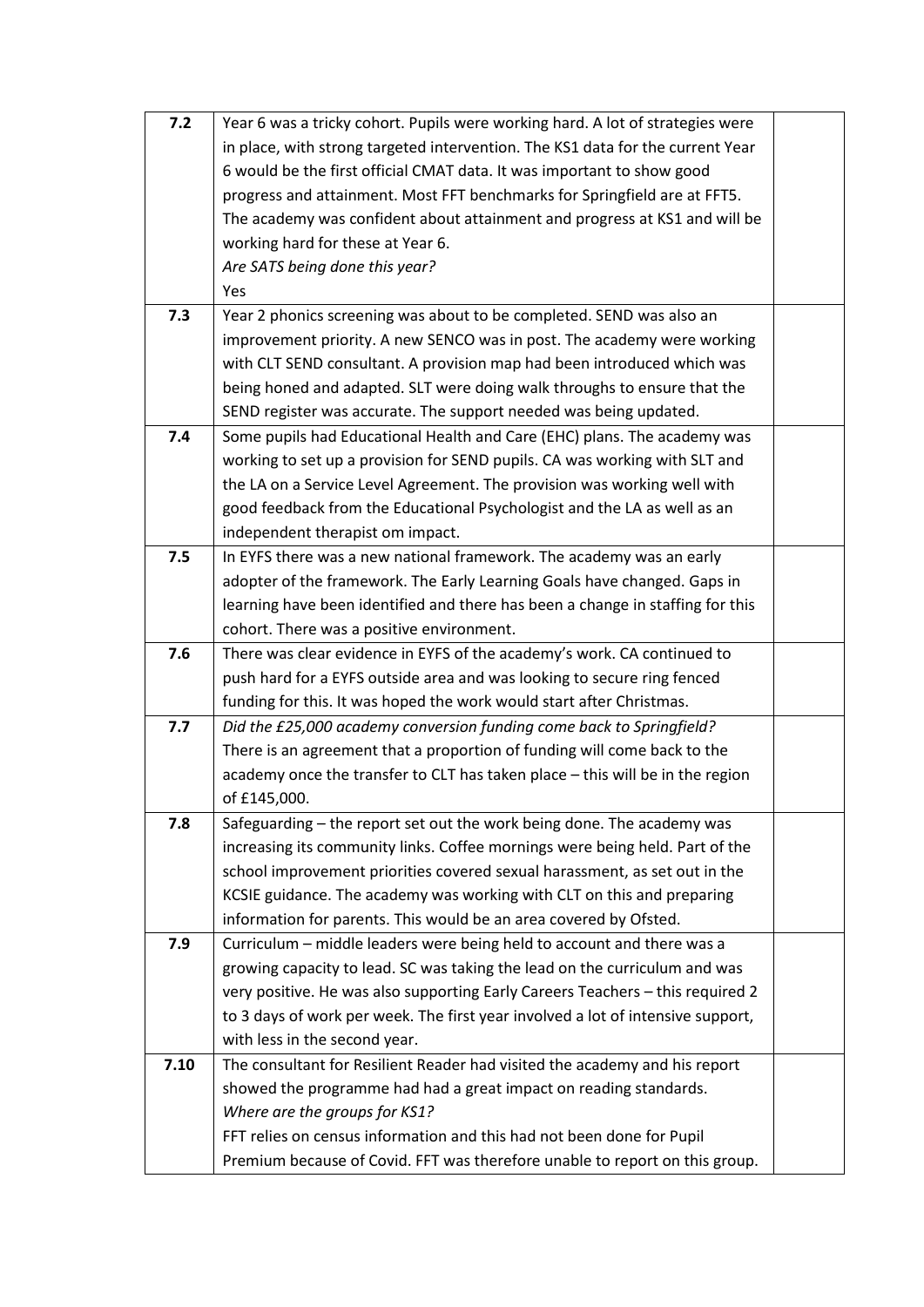| | | |
|---|---|---|
| **7.2** | Year 6 was a tricky cohort. Pupils were working hard. A lot of strategies were in place, with strong targeted intervention. The KS1 data for the current Year 6 would be the first official CMAT data. It was important to show good progress and attainment. Most FFT benchmarks for Springfield are at FFT5. The academy was confident about attainment and progress at KS1 and will be working hard for these at Year 6.<br>*Are SATS being done this year?*<br>Yes | |
| **7.3** | Year 2 phonics screening was about to be completed. SEND was also an improvement priority. A new SENCO was in post. The academy were working with CLT SEND consultant. A provision map had been introduced which was being honed and adapted. SLT were doing walk throughs to ensure that the SEND register was accurate. The support needed was being updated. | |
| **7.4** | Some pupils had Educational Health and Care (EHC) plans. The academy was working to set up a provision for SEND pupils. CA was working with SLT and the LA on a Service Level Agreement. The provision was working well with good feedback from the Educational Psychologist and the LA as well as an independent therapist om impact. | |
| **7.5** | In EYFS there was a new national framework. The academy was an early adopter of the framework. The Early Learning Goals have changed. Gaps in learning have been identified and there has been a change in staffing for this cohort. There was a positive environment. | |
| **7.6** | There was clear evidence in EYFS of the academy's work. CA continued to push hard for a EYFS outside area and was looking to secure ring fenced funding for this. It was hoped the work would start after Christmas. | |
| **7.7** | *Did the £25,000 academy conversion funding come back to Springfield?*<br>There is an agreement that a proportion of funding will come back to the academy once the transfer to CLT has taken place – this will be in the region of £145,000. | |
| **7.8** | Safeguarding – the report set out the work being done. The academy was increasing its community links. Coffee mornings were being held. Part of the school improvement priorities covered sexual harassment, as set out in the KCSIE guidance. The academy was working with CLT on this and preparing information for parents. This would be an area covered by Ofsted. | |
| **7.9** | Curriculum – middle leaders were being held to account and there was a growing capacity to lead. SC was taking the lead on the curriculum and was very positive. He was also supporting Early Careers Teachers – this required 2 to 3 days of work per week. The first year involved a lot of intensive support, with less in the second year. | |
| **7.10** | The consultant for Resilient Reader had visited the academy and his report showed the programme had had a great impact on reading standards.<br>*Where are the groups for KS1?*<br>FFT relies on census information and this had not been done for Pupil Premium because of Covid. FFT was therefore unable to report on this group. | |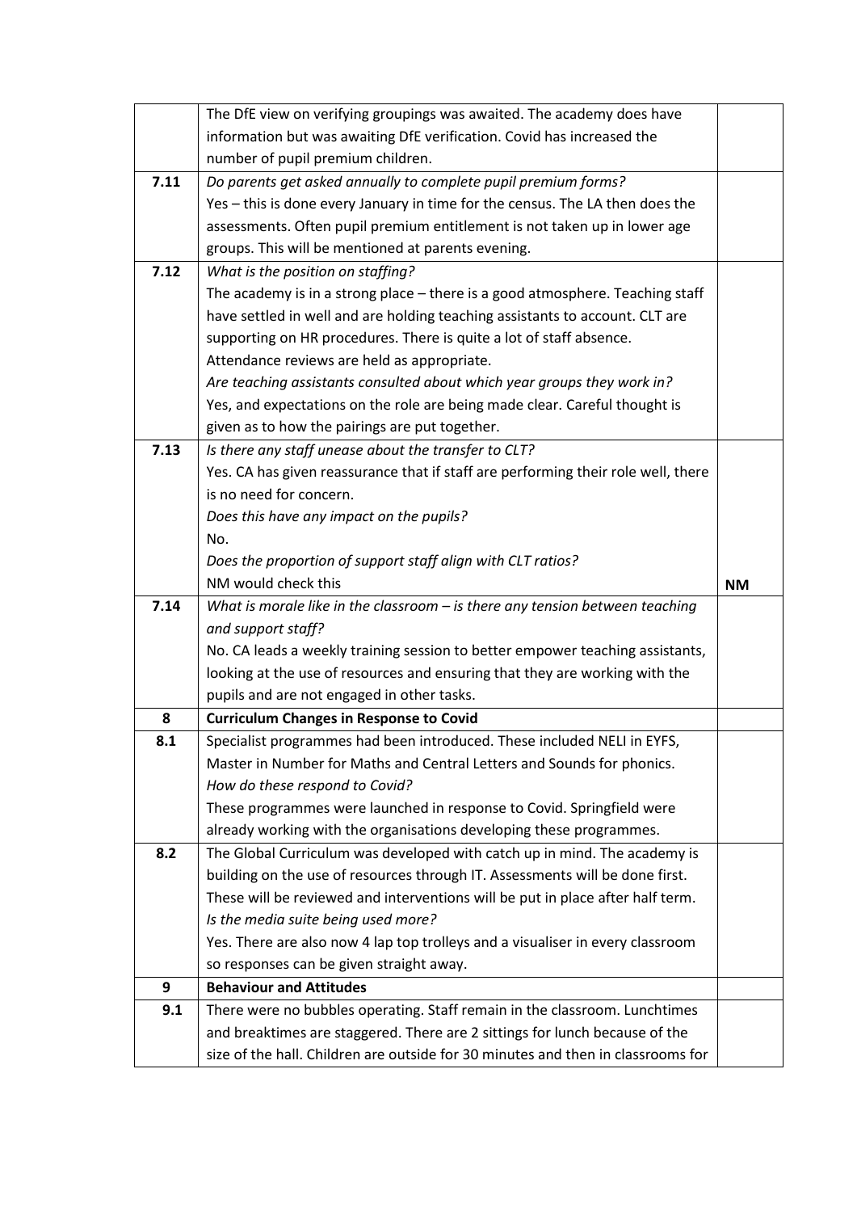| | | |
|---|---|---|
| | The DfE view on verifying groupings was awaited. The academy does have information but was awaiting DfE verification. Covid has increased the number of pupil premium children. | |
| **7.11** | *Do parents get asked annually to complete pupil premium forms?*<br>Yes – this is done every January in time for the census. The LA then does the assessments. Often pupil premium entitlement is not taken up in lower age groups. This will be mentioned at parents evening. | |
| **7.12** | *What is the position on staffing?*<br>The academy is in a strong place – there is a good atmosphere. Teaching staff have settled in well and are holding teaching assistants to account. CLT are supporting on HR procedures. There is quite a lot of staff absence. Attendance reviews are held as appropriate.<br>*Are teaching assistants consulted about which year groups they work in?*<br>Yes, and expectations on the role are being made clear. Careful thought is given as to how the pairings are put together. | |
| **7.13** | *Is there any staff unease about the transfer to CLT?*<br>Yes. CA has given reassurance that if staff are performing their role well, there is no need for concern.<br>*Does this have any impact on the pupils?*<br>No.<br>*Does the proportion of support staff align with CLT ratios?*<br>NM would check this | **NM** |
| **7.14** | *What is morale like in the classroom – is there any tension between teaching and support staff?*<br>No. CA leads a weekly training session to better empower teaching assistants, looking at the use of resources and ensuring that they are working with the pupils and are not engaged in other tasks. | |
| **8** | **Curriculum Changes in Response to Covid** | |
| **8.1** | Specialist programmes had been introduced. These included NELI in EYFS, Master in Number for Maths and Central Letters and Sounds for phonics.<br>*How do these respond to Covid?*<br>These programmes were launched in response to Covid. Springfield were already working with the organisations developing these programmes. | |
| **8.2** | The Global Curriculum was developed with catch up in mind. The academy is building on the use of resources through IT. Assessments will be done first. These will be reviewed and interventions will be put in place after half term.<br>*Is the media suite being used more?*<br>Yes. There are also now 4 lap top trolleys and a visualiser in every classroom so responses can be given straight away. | |
| **9** | **Behaviour and Attitudes** | |
| **9.1** | There were no bubbles operating. Staff remain in the classroom. Lunchtimes and breaktimes are staggered. There are 2 sittings for lunch because of the size of the hall. Children are outside for 30 minutes and then in classrooms for | |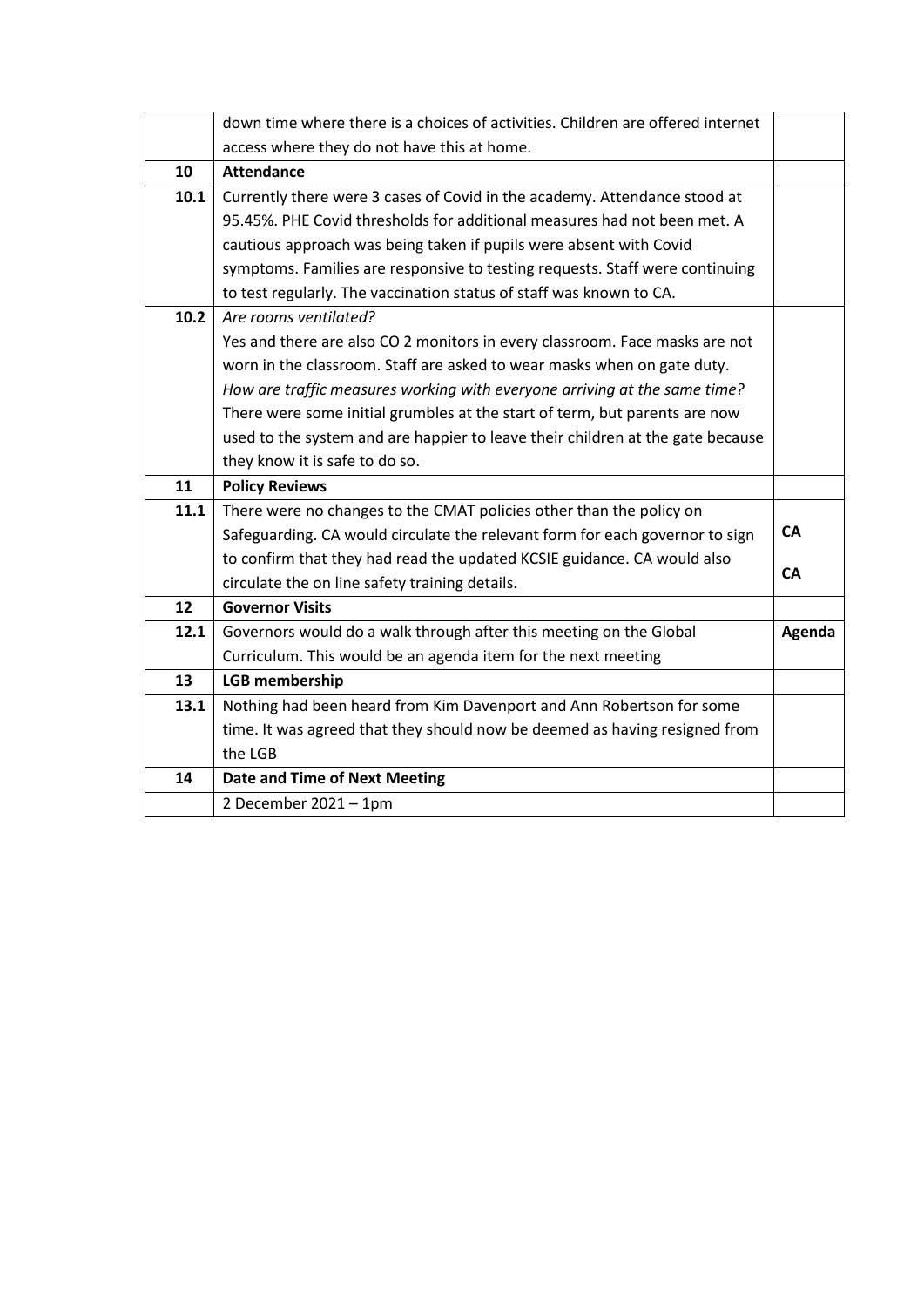| | | |
|---|---|---|
| | down time where there is a choices of activities. Children are offered internet access where they do not have this at home. | |
| **10** | **Attendance** | |
| **10.1** | Currently there were 3 cases of Covid in the academy. Attendance stood at 95.45%. PHE Covid thresholds for additional measures had not been met. A cautious approach was being taken if pupils were absent with Covid symptoms. Families are responsive to testing requests. Staff were continuing to test regularly. The vaccination status of staff was known to CA. | |
| **10.2** | *Are rooms ventilated?*<br>Yes and there are also CO 2 monitors in every classroom. Face masks are not worn in the classroom. Staff are asked to wear masks when on gate duty.<br>*How are traffic measures working with everyone arriving at the same time?*<br>There were some initial grumbles at the start of term, but parents are now used to the system and are happier to leave their children at the gate because they know it is safe to do so. | |
| **11** | **Policy Reviews** | |
| **11.1** | There were no changes to the CMAT policies other than the policy on Safeguarding. CA would circulate the relevant form for each governor to sign to confirm that they had read the updated KCSIE guidance. CA would also circulate the on line safety training details. | **CA**<br><br>**CA** |
| **12** | **Governor Visits** | |
| **12.1** | Governors would do a walk through after this meeting on the Global Curriculum. This would be an agenda item for the next meeting | **Agenda** |
| **13** | **LGB membership** | |
| **13.1** | Nothing had been heard from Kim Davenport and Ann Robertson for some time. It was agreed that they should now be deemed as having resigned from the LGB | |
| **14** | **Date and Time of Next Meeting** | |
| | 2 December 2021 – 1pm | |